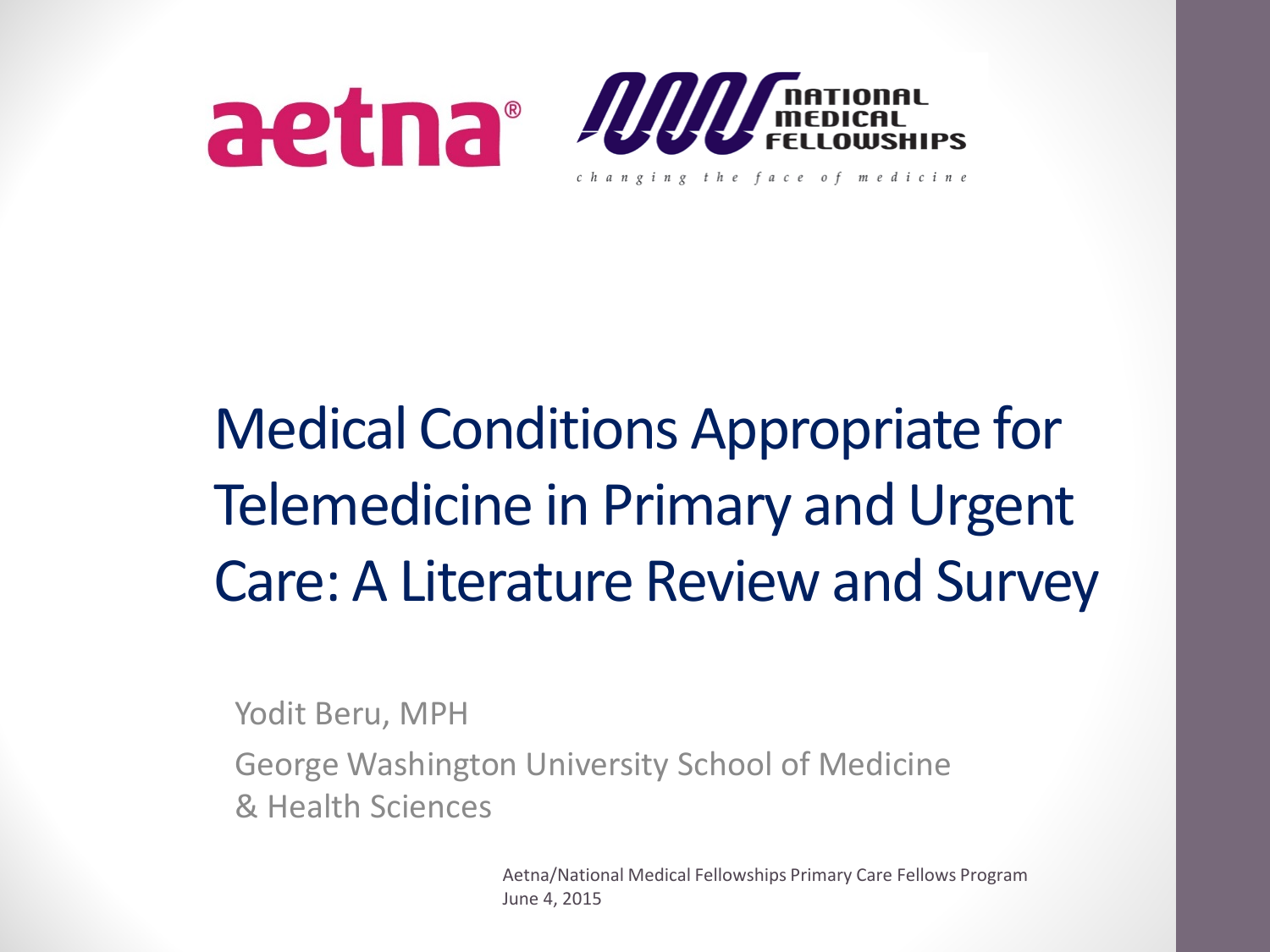aetna®

National Medical Fellowships

*changing the face of medicine*

# Medical Conditions Appropriate for Telemedicine in Primary and Urgent Care: A Literature Review and Survey

Yodit Beru, MPH

George Washington University School of Medicine & Health Sciences

Aetna/National Medical Fellowships Primary Care Fellows Program
June 4, 2015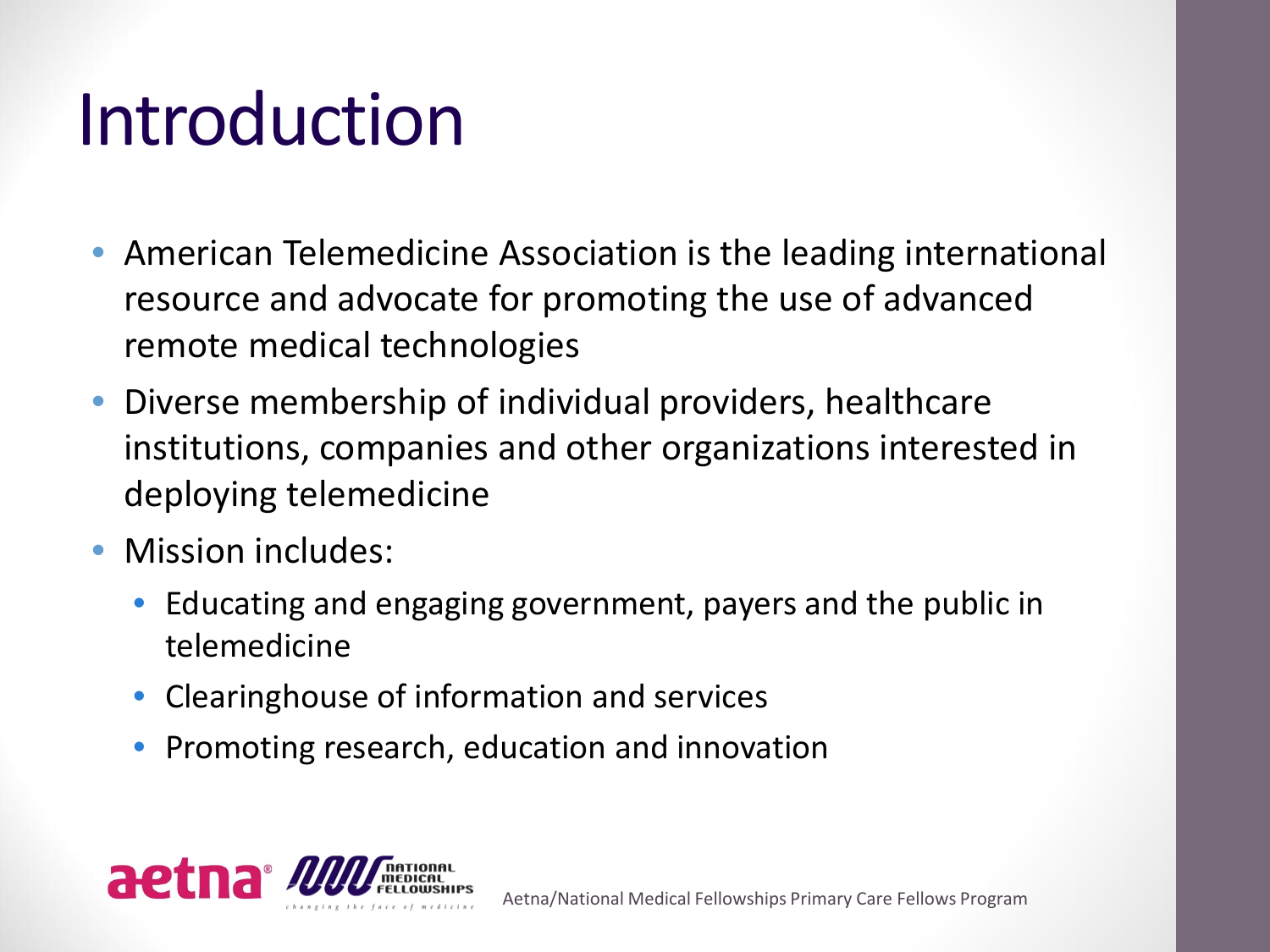# Introduction

- American Telemedicine Association is the leading international resource and advocate for promoting the use of advanced remote medical technologies
- Diverse membership of individual providers, healthcare institutions, companies and other organizations interested in deploying telemedicine
- Mission includes:
  - Educating and engaging government, payers and the public in telemedicine
  - Clearinghouse of information and services
  - Promoting research, education and innovation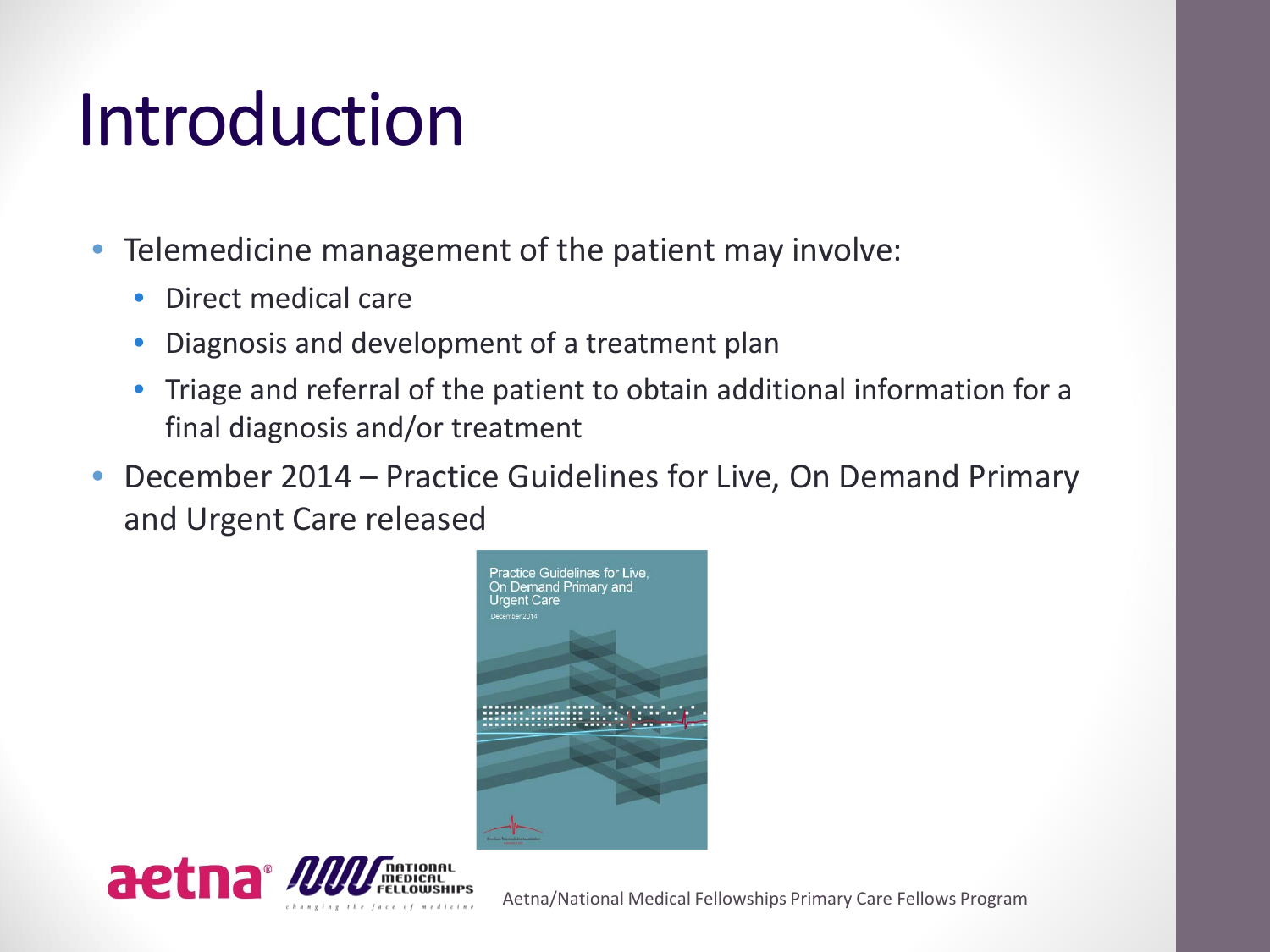# Introduction

- Telemedicine management of the patient may involve:
  - Direct medical care
  - Diagnosis and development of a treatment plan
  - Triage and referral of the patient to obtain additional information for a final diagnosis and/or treatment
- December 2014 – Practice Guidelines for Live, On Demand Primary and Urgent Care released

Aetna/National Medical Fellowships Primary Care Fellows Program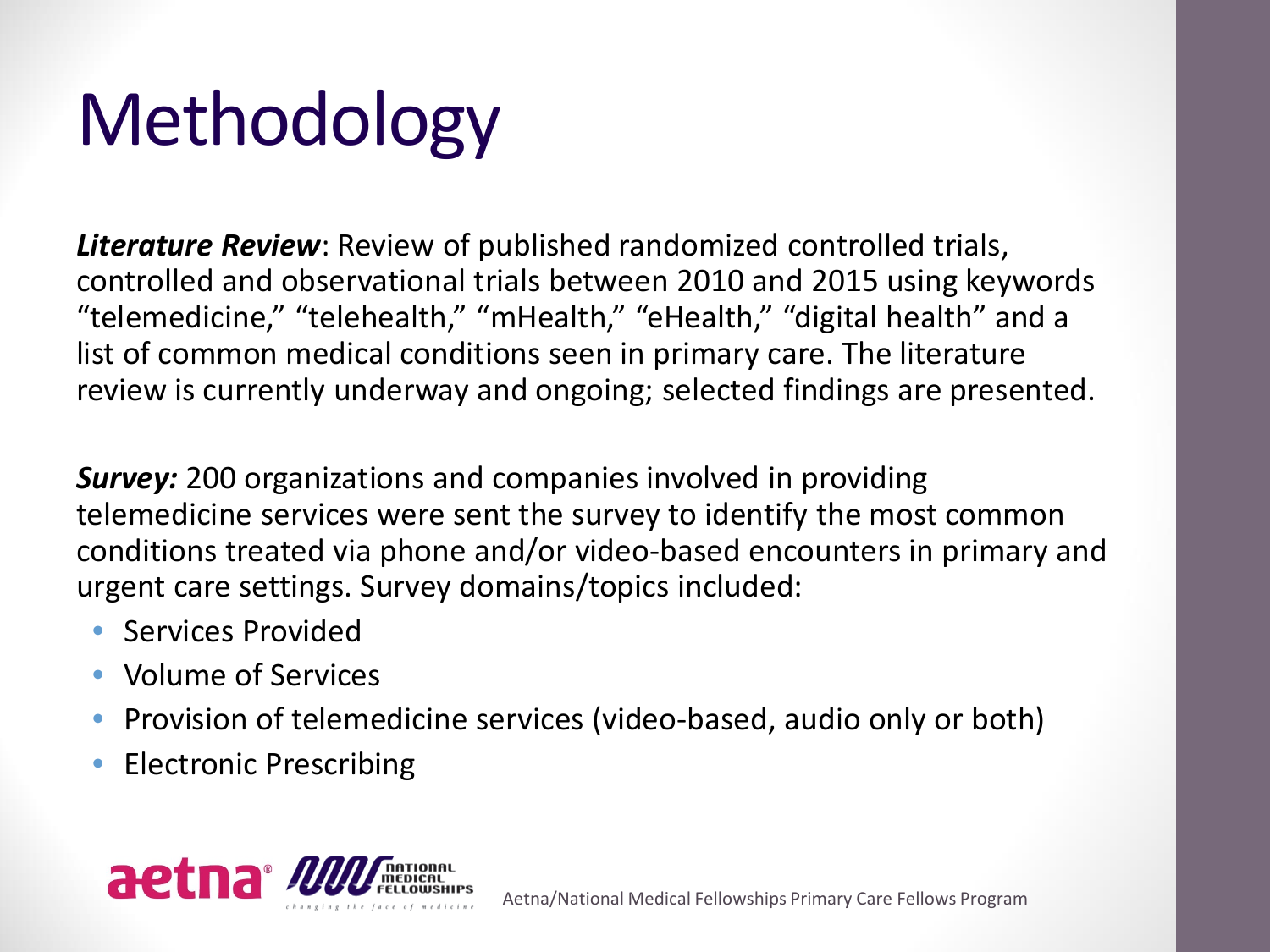# Methodology

***Literature Review***: Review of published randomized controlled trials, controlled and observational trials between 2010 and 2015 using keywords "telemedicine," "telehealth," "mHealth," "eHealth," "digital health" and a list of common medical conditions seen in primary care. The literature review is currently underway and ongoing; selected findings are presented.

***Survey:*** 200 organizations and companies involved in providing telemedicine services were sent the survey to identify the most common conditions treated via phone and/or video-based encounters in primary and urgent care settings. Survey domains/topics included:

- Services Provided
- Volume of Services
- Provision of telemedicine services (video-based, audio only or both)
- Electronic Prescribing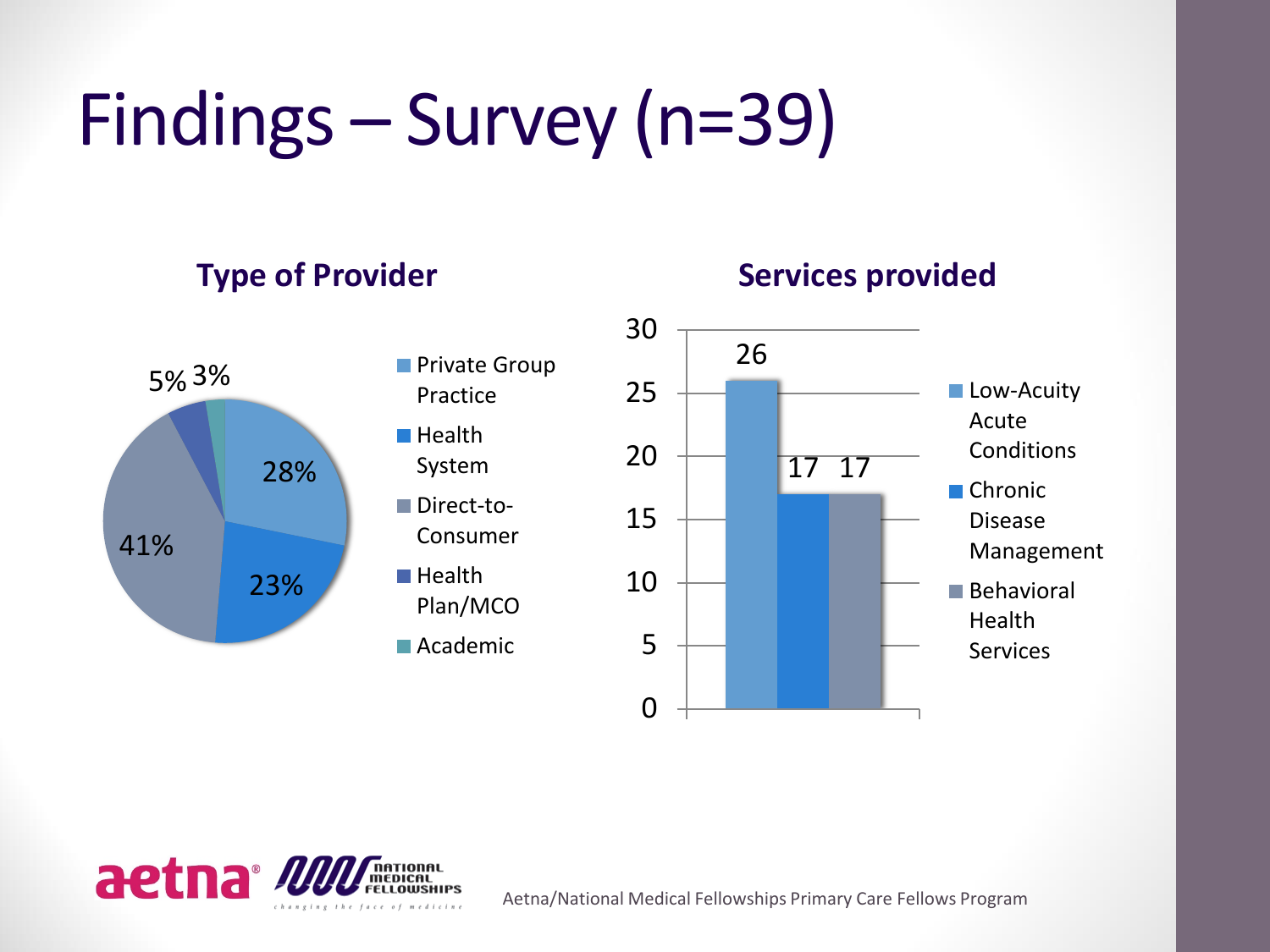# Findings – Survey (n=39)

### Type of Provider

| Type of Provider | Percentage |
| --- | --- |
| Private Group Practice | 28% |
| Health System | 23% |
| Direct-to-Consumer | 41% |
| Health Plan/MCO | 5% |
| Academic | 3% |

### Services provided

| Services provided | Count |
| --- | --- |
| Low-Acuity Acute Conditions | 26 |
| Chronic Disease Management | 17 |
| Behavioral Health Services | 17 |

Aetna/National Medical Fellowships Primary Care Fellows Program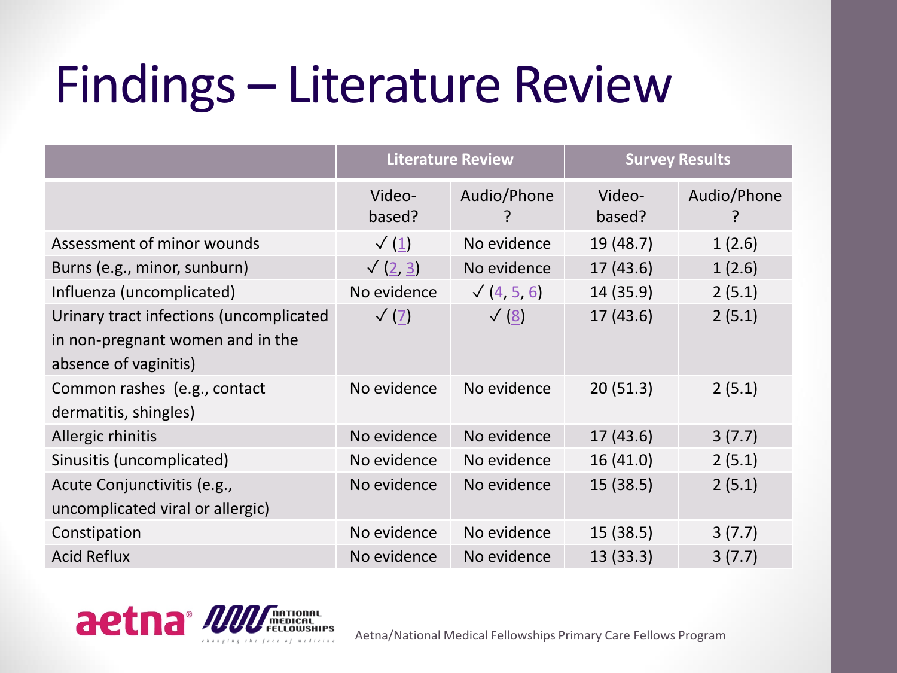# Findings – Literature Review

| | Literature Review | | Survey Results | |
|---|---|---|---|---|
| | Video-based? | Audio/Phone? | Video-based? | Audio/Phone? |
| Assessment of minor wounds | ✓ (1) | No evidence | 19 (48.7) | 1 (2.6) |
| Burns (e.g., minor, sunburn) | ✓ (2, 3) | No evidence | 17 (43.6) | 1 (2.6) |
| Influenza (uncomplicated) | No evidence | ✓ (4, 5, 6) | 14 (35.9) | 2 (5.1) |
| Urinary tract infections (uncomplicated in non-pregnant women and in the absence of vaginitis) | ✓ (7) | ✓ (8) | 17 (43.6) | 2 (5.1) |
| Common rashes (e.g., contact dermatitis, shingles) | No evidence | No evidence | 20 (51.3) | 2 (5.1) |
| Allergic rhinitis | No evidence | No evidence | 17 (43.6) | 3 (7.7) |
| Sinusitis (uncomplicated) | No evidence | No evidence | 16 (41.0) | 2 (5.1) |
| Acute Conjunctivitis (e.g., uncomplicated viral or allergic) | No evidence | No evidence | 15 (38.5) | 2 (5.1) |
| Constipation | No evidence | No evidence | 15 (38.5) | 3 (7.7) |
| Acid Reflux | No evidence | No evidence | 13 (33.3) | 3 (7.7) |

Aetna/National Medical Fellowships Primary Care Fellows Program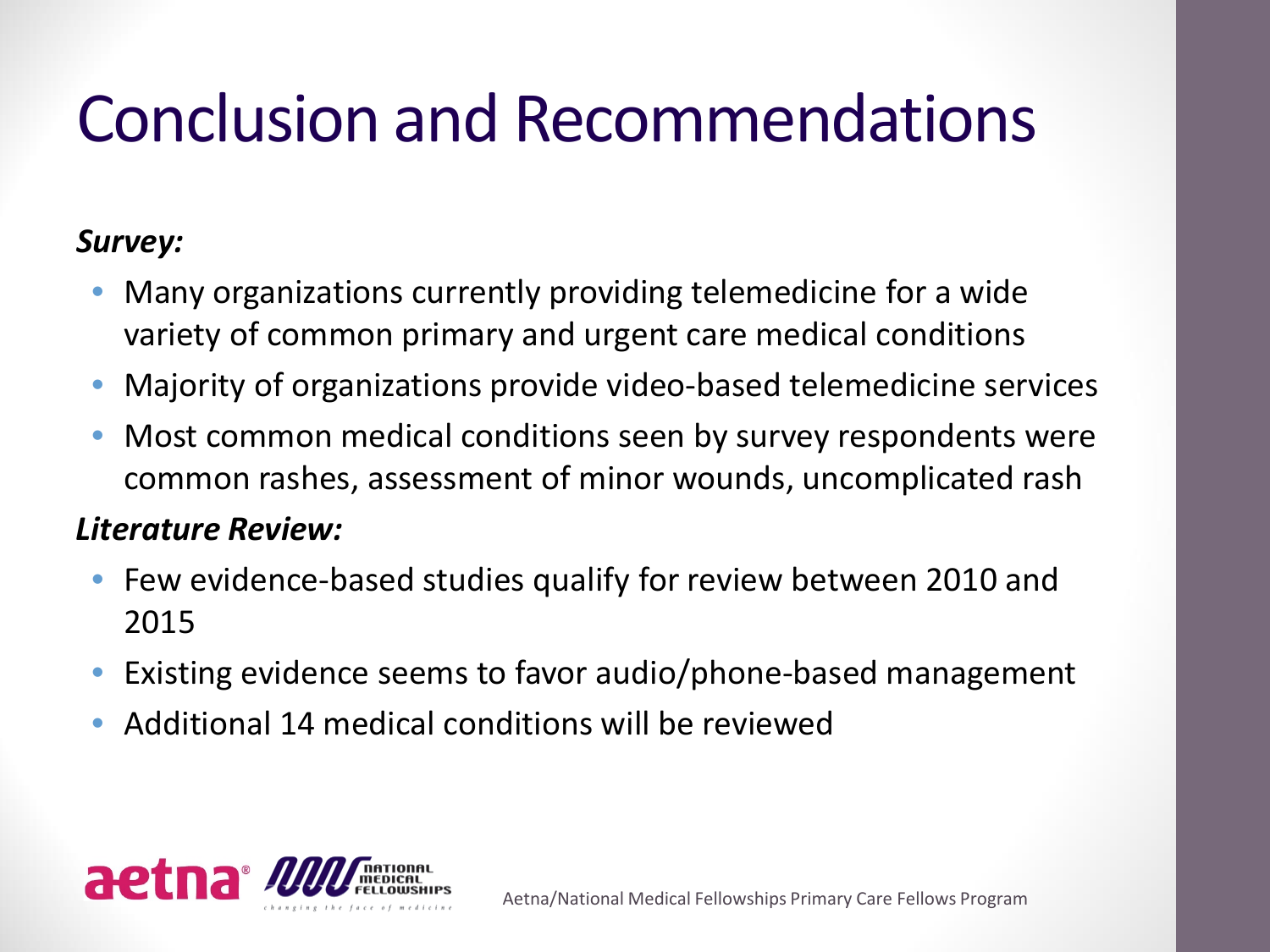# Conclusion and Recommendations

***Survey:***

- Many organizations currently providing telemedicine for a wide variety of common primary and urgent care medical conditions
- Majority of organizations provide video-based telemedicine services
- Most common medical conditions seen by survey respondents were common rashes, assessment of minor wounds, uncomplicated rash

***Literature Review:***

- Few evidence-based studies qualify for review between 2010 and 2015
- Existing evidence seems to favor audio/phone-based management
- Additional 14 medical conditions will be reviewed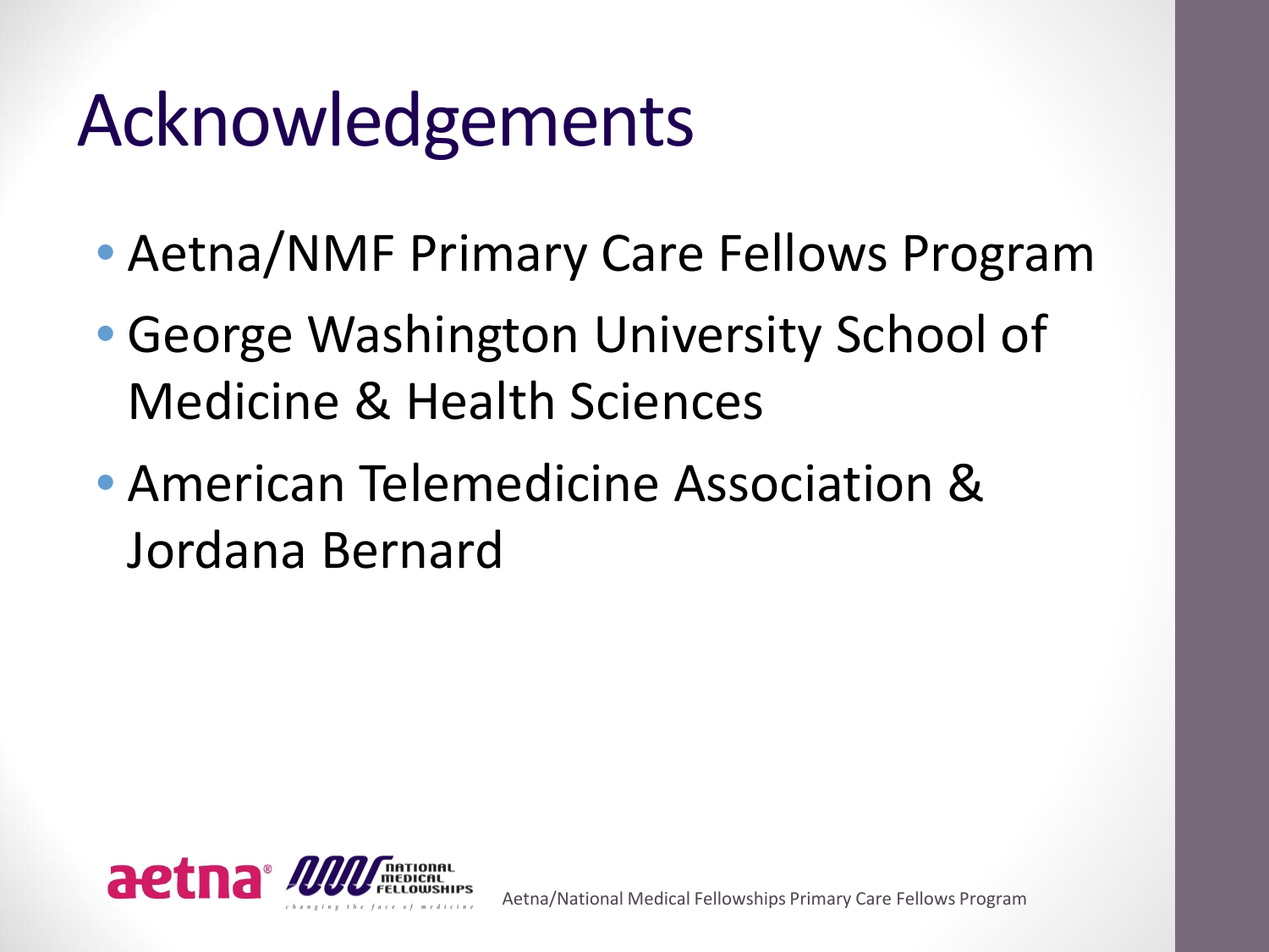# Acknowledgements

- Aetna/NMF Primary Care Fellows Program
- George Washington University School of Medicine & Health Sciences
- American Telemedicine Association & Jordana Bernard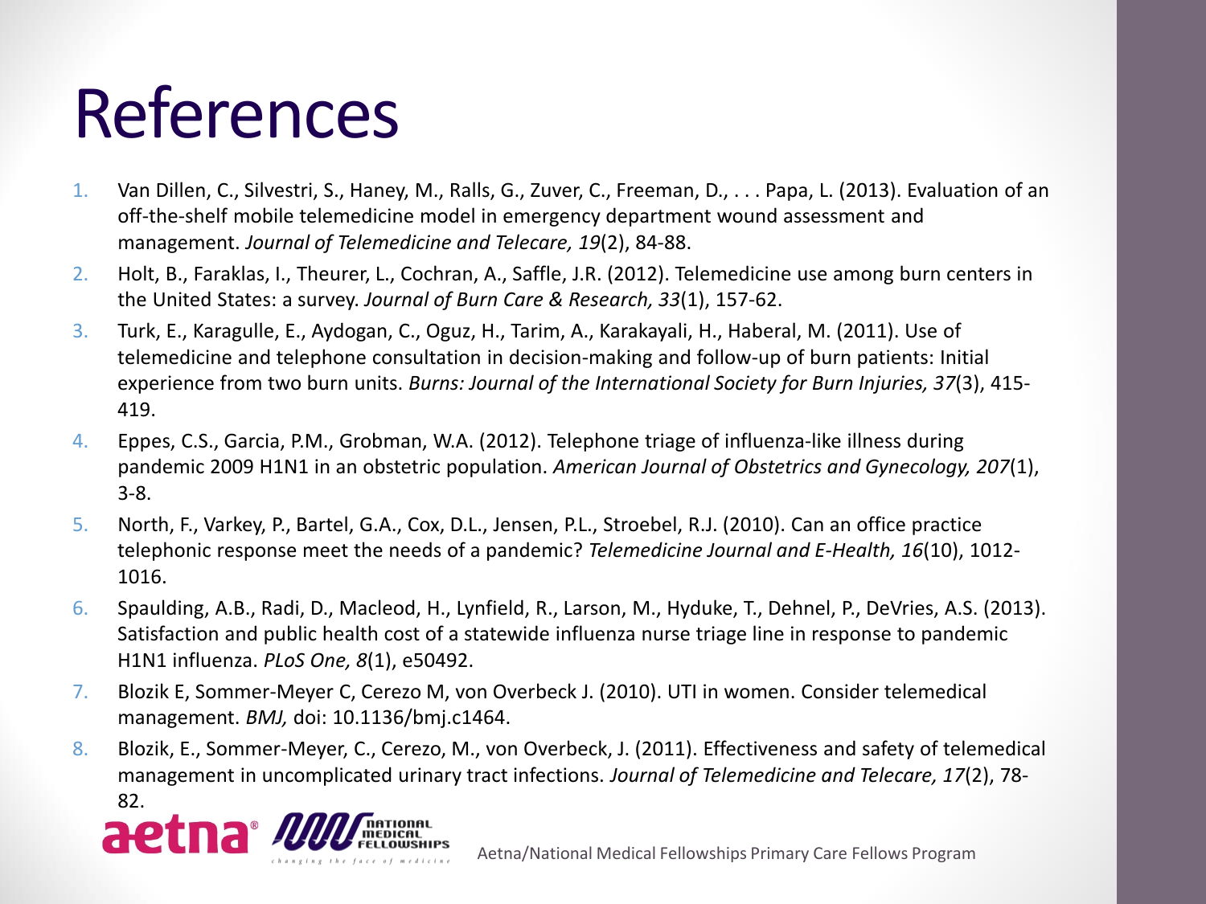# References

1. Van Dillen, C., Silvestri, S., Haney, M., Ralls, G., Zuver, C., Freeman, D., . . . Papa, L. (2013). Evaluation of an off-the-shelf mobile telemedicine model in emergency department wound assessment and management. *Journal of Telemedicine and Telecare, 19*(2), 84-88.
2. Holt, B., Faraklas, I., Theurer, L., Cochran, A., Saffle, J.R. (2012). Telemedicine use among burn centers in the United States: a survey. *Journal of Burn Care & Research, 33*(1), 157-62.
3. Turk, E., Karagulle, E., Aydogan, C., Oguz, H., Tarim, A., Karakayali, H., Haberal, M. (2011). Use of telemedicine and telephone consultation in decision-making and follow-up of burn patients: Initial experience from two burn units. *Burns: Journal of the International Society for Burn Injuries, 37*(3), 415-419.
4. Eppes, C.S., Garcia, P.M., Grobman, W.A. (2012). Telephone triage of influenza-like illness during pandemic 2009 H1N1 in an obstetric population. *American Journal of Obstetrics and Gynecology, 207*(1), 3-8.
5. North, F., Varkey, P., Bartel, G.A., Cox, D.L., Jensen, P.L., Stroebel, R.J. (2010). Can an office practice telephonic response meet the needs of a pandemic? *Telemedicine Journal and E-Health, 16*(10), 1012-1016.
6. Spaulding, A.B., Radi, D., Macleod, H., Lynfield, R., Larson, M., Hyduke, T., Dehnel, P., DeVries, A.S. (2013). Satisfaction and public health cost of a statewide influenza nurse triage line in response to pandemic H1N1 influenza. *PLoS One, 8*(1), e50492.
7. Blozik E, Sommer-Meyer C, Cerezo M, von Overbeck J. (2010). UTI in women. Consider telemedical management. *BMJ,* doi: 10.1136/bmj.c1464.
8. Blozik, E., Sommer-Meyer, C., Cerezo, M., von Overbeck, J. (2011). Effectiveness and safety of telemedical management in uncomplicated urinary tract infections. *Journal of Telemedicine and Telecare, 17*(2), 78-82.

Aetna/National Medical Fellowships Primary Care Fellows Program